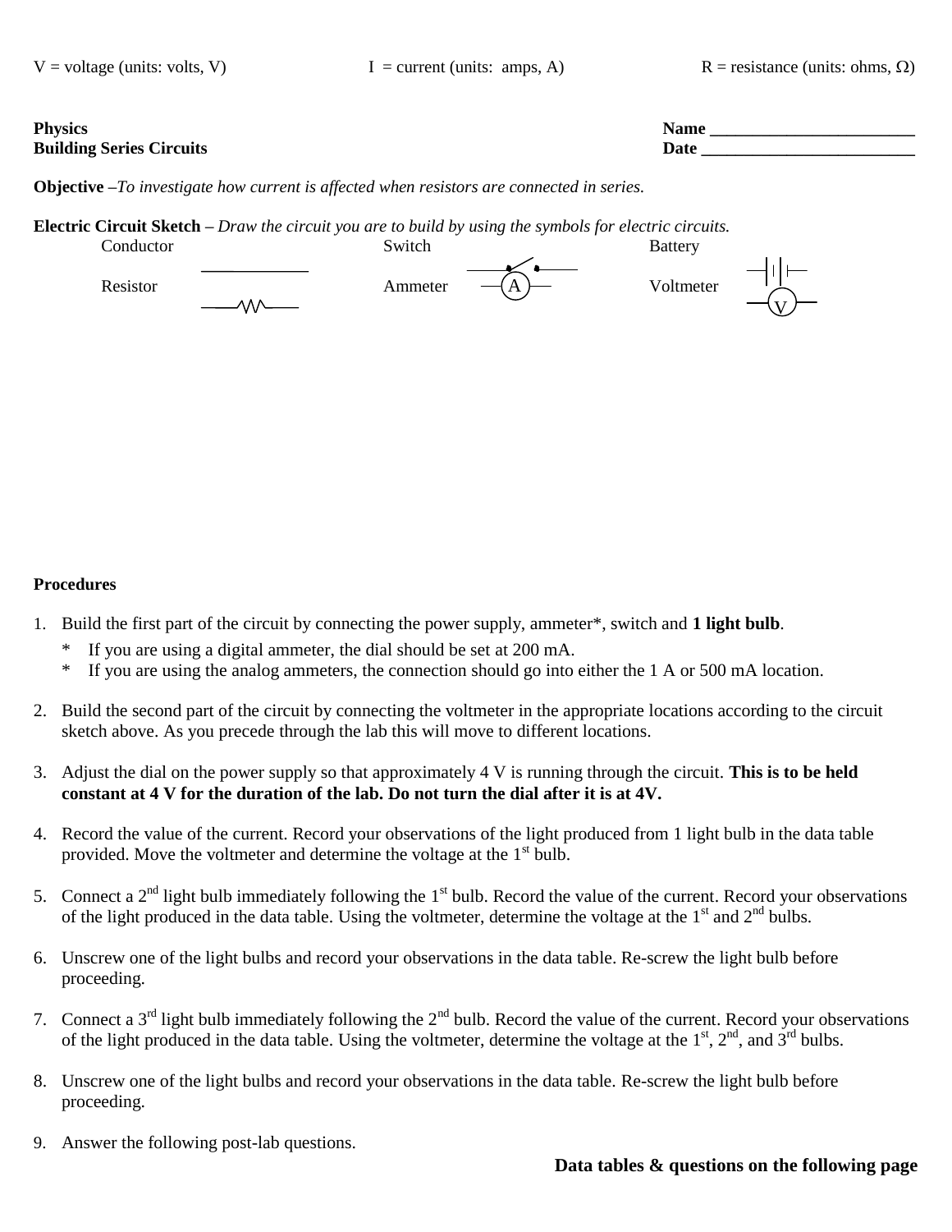V = voltage (units: volts, V) I = current (units: amps, A) R = resistance (units: ohms, Ω)

**Physics**
**Building Series Circuits**

**Name ________________________**
**Date _________________________**

**Objective –** *To investigate how current is affected when resistors are connected in series.*

**Electric Circuit Sketch –** *Draw the circuit you are to build by using the symbols for electric circuits.*

| Conductor | Switch | Battery |
|---|---|---|
| Resistor | Ammeter | Voltmeter |

**Procedures**

1. Build the first part of the circuit by connecting the power supply, ammeter*, switch and **1 light bulb**.
   - * If you are using a digital ammeter, the dial should be set at 200 mA.
   - * If you are using the analog ammeters, the connection should go into either the 1 A or 500 mA location.

2. Build the second part of the circuit by connecting the voltmeter in the appropriate locations according to the circuit sketch above. As you precede through the lab this will move to different locations.

3. Adjust the dial on the power supply so that approximately 4 V is running through the circuit. **This is to be held constant at 4 V for the duration of the lab. Do not turn the dial after it is at 4V.**

4. Record the value of the current. Record your observations of the light produced from 1 light bulb in the data table provided. Move the voltmeter and determine the voltage at the 1st bulb.

5. Connect a 2nd light bulb immediately following the 1st bulb. Record the value of the current. Record your observations of the light produced in the data table. Using the voltmeter, determine the voltage at the 1st and 2nd bulbs.

6. Unscrew one of the light bulbs and record your observations in the data table. Re-screw the light bulb before proceeding.

7. Connect a 3rd light bulb immediately following the 2nd bulb. Record the value of the current. Record your observations of the light produced in the data table. Using the voltmeter, determine the voltage at the 1st, 2nd, and 3rd bulbs.

8. Unscrew one of the light bulbs and record your observations in the data table. Re-screw the light bulb before proceeding.

9. Answer the following post-lab questions.

**Data tables & questions on the following page**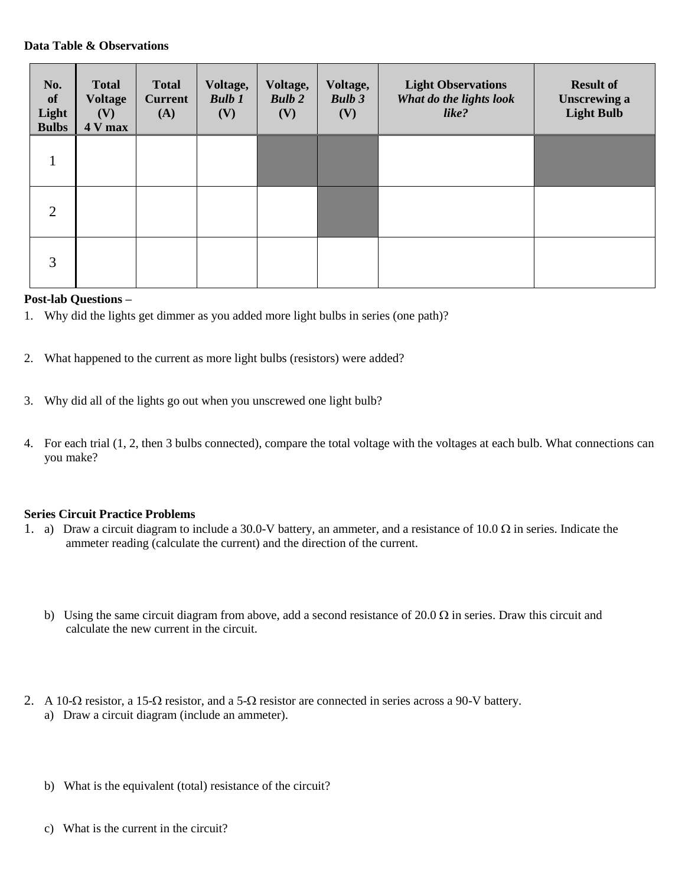**Data Table & Observations**

| No. of Light Bulbs | Total Voltage (V) 4 V max | Total Current (A) | Voltage, *Bulb 1* (V) | Voltage, *Bulb 2* (V) | Voltage, *Bulb 3* (V) | Light Observations *What do the lights look like?* | Result of Unscrewing a Light Bulb |
|---|---|---|---|---|---|---|---|
| 1 | | | | | | | |
| 2 | | | | | | | |
| 3 | | | | | | | |

**Post-lab Questions –**

1. Why did the lights get dimmer as you added more light bulbs in series (one path)?

2. What happened to the current as more light bulbs (resistors) were added?

3. Why did all of the lights go out when you unscrewed one light bulb?

4. For each trial (1, 2, then 3 bulbs connected), compare the total voltage with the voltages at each bulb. What connections can you make?

**Series Circuit Practice Problems**

1. a) Draw a circuit diagram to include a 30.0-V battery, an ammeter, and a resistance of 10.0 Ω in series. Indicate the ammeter reading (calculate the current) and the direction of the current.

   b) Using the same circuit diagram from above, add a second resistance of 20.0 Ω in series. Draw this circuit and calculate the new current in the circuit.

2. A 10-Ω resistor, a 15-Ω resistor, and a 5-Ω resistor are connected in series across a 90-V battery.

   a) Draw a circuit diagram (include an ammeter).

   b) What is the equivalent (total) resistance of the circuit?

   c) What is the current in the circuit?